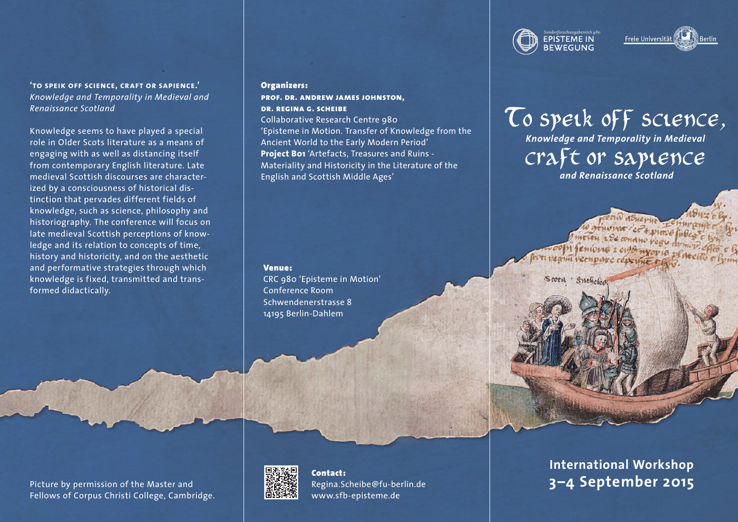Sonderforschungsbereich 980
EPISTEME IN BEWEGUNG

Freie Universität Berlin

# To speik off science, craft or sapience

## *Knowledge and Temporality in Medieval and Renaissance Scotland*

**International Workshop**
**3–4 September 2015**

**'TO SPEIK OFF SCIENCE, CRAFT OR SAPIENCE.'**
*Knowledge and Temporality in Medieval and Renaissance Scotland*

Knowledge seems to have played a special role in Older Scots literature as a means of engaging with as well as distancing itself from contemporary English literature. Late medieval Scottish discourses are characterized by a consciousness of historical distinction that pervades different fields of knowledge, such as science, philosophy and historiography. The conference will focus on late medieval Scottish perceptions of knowledge and its relation to concepts of time, history and historicity, and on the aesthetic and performative strategies through which knowledge is fixed, transmitted and transformed didactically.

Picture by permission of the Master and Fellows of Corpus Christi College, Cambridge.

**Organizers:**
**PROF. DR. ANDREW JAMES JOHNSTON,**
**DR. REGINA G. SCHEIBE**
Collaborative Research Centre 980
'Episteme in Motion. Transfer of Knowledge from the Ancient World to the Early Modern Period'
**Project B01** 'Artefacts, Treasures and Ruins - Materiality and Historicity in the Literature of the English and Scottish Middle Ages'

**Venue:**
CRC 980 'Episteme in Motion'
Conference Room
Schwendenerstrasse 8
14195 Berlin-Dahlem

**Contact:**
Regina.Scheibe@fu-berlin.de
www.sfb-episteme.de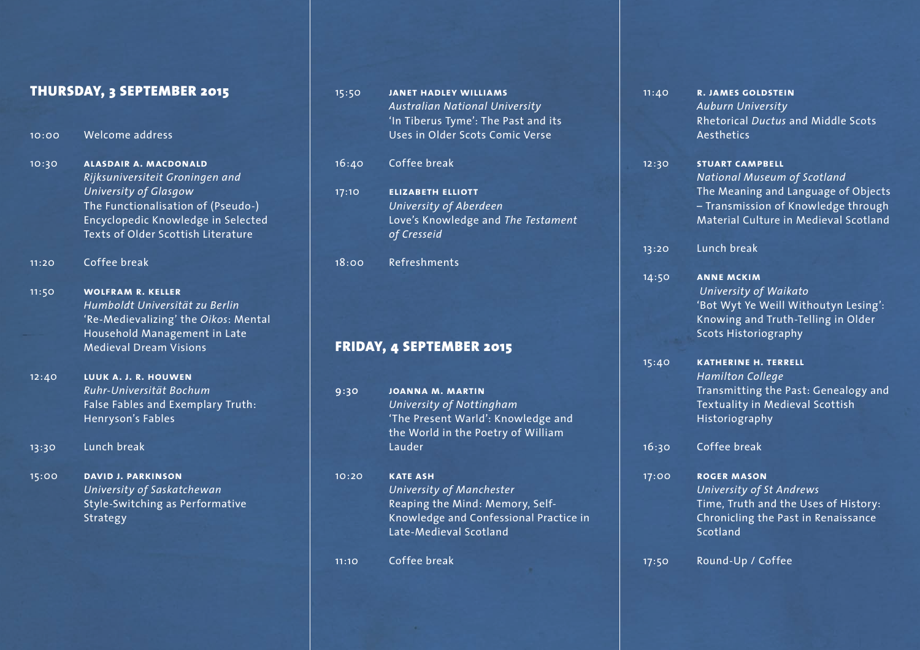## THURSDAY, 3 SEPTEMBER 2015

10:00 Welcome address

10:30 **ALASDAIR A. MACDONALD**
*Rijksuniversiteit Groningen and University of Glasgow*
The Functionalisation of (Pseudo-) Encyclopedic Knowledge in Selected Texts of Older Scottish Literature

11:20 Coffee break

11:50 **WOLFRAM R. KELLER**
*Humboldt Universität zu Berlin*
'Re-Medievalizing' the *Oikos*: Mental Household Management in Late Medieval Dream Visions

12:40 **LUUK A. J. R. HOUWEN**
*Ruhr-Universität Bochum*
False Fables and Exemplary Truth: Henryson's Fables

13:30 Lunch break

15:00 **DAVID J. PARKINSON**
*University of Saskatchewan*
Style-Switching as Performative Strategy

15:50 **JANET HADLEY WILLIAMS**
*Australian National University*
'In Tiberus Tyme': The Past and its Uses in Older Scots Comic Verse

16:40 Coffee break

17:10 **ELIZABETH ELLIOTT**
*University of Aberdeen*
Love's Knowledge and *The Testament of Cresseid*

18:00 Refreshments

## FRIDAY, 4 SEPTEMBER 2015

9:30 **JOANNA M. MARTIN**
*University of Nottingham*
'The Present Warld': Knowledge and the World in the Poetry of William Lauder

10:20 **KATE ASH**
*University of Manchester*
Reaping the Mind: Memory, Self-Knowledge and Confessional Practice in Late-Medieval Scotland

11:10 Coffee break

11:40 **R. JAMES GOLDSTEIN**
*Auburn University*
Rhetorical *Ductus* and Middle Scots Aesthetics

12:30 **STUART CAMPBELL**
*National Museum of Scotland*
The Meaning and Language of Objects – Transmission of Knowledge through Material Culture in Medieval Scotland

13:20 Lunch break

14:50 **ANNE MCKIM**
*University of Waikato*
'Bot Wyt Ye Weill Withoutyn Lesing': Knowing and Truth-Telling in Older Scots Historiography

15:40 **KATHERINE H. TERRELL**
*Hamilton College*
Transmitting the Past: Genealogy and Textuality in Medieval Scottish Historiography

16:30 Coffee break

17:00 **ROGER MASON**
*University of St Andrews*
Time, Truth and the Uses of History: Chronicling the Past in Renaissance Scotland

17:50 Round-Up / Coffee